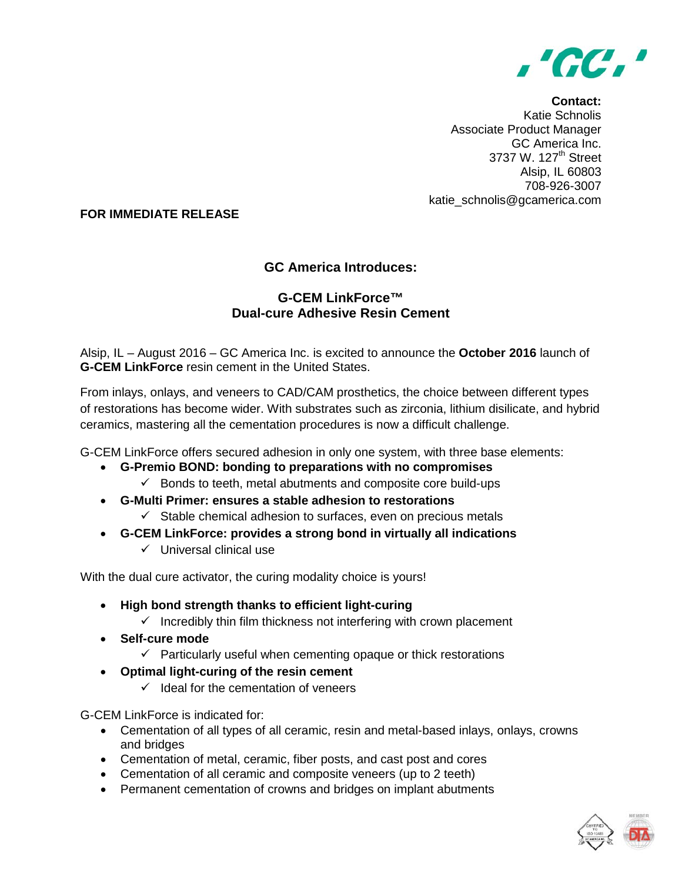**Contact:**
Katie Schnolis
Associate Product Manager
GC America Inc.
3737 W. 127th Street
Alsip, IL 60803
708-926-3007
katie_schnolis@gcamerica.com

**FOR IMMEDIATE RELEASE**

## GC America Introduces:

## G-CEM LinkForce™ Dual-cure Adhesive Resin Cement

Alsip, IL – August 2016 – GC America Inc. is excited to announce the **October 2016** launch of **G-CEM LinkForce** resin cement in the United States.

From inlays, onlays, and veneers to CAD/CAM prosthetics, the choice between different types of restorations has become wider. With substrates such as zirconia, lithium disilicate, and hybrid ceramics, mastering all the cementation procedures is now a difficult challenge.

G-CEM LinkForce offers secured adhesion in only one system, with three base elements:

- **G-Premio BOND: bonding to preparations with no compromises**
  - ✓ Bonds to teeth, metal abutments and composite core build-ups
- **G-Multi Primer: ensures a stable adhesion to restorations**
  - ✓ Stable chemical adhesion to surfaces, even on precious metals
- **G-CEM LinkForce: provides a strong bond in virtually all indications**
  - ✓ Universal clinical use

With the dual cure activator, the curing modality choice is yours!

- **High bond strength thanks to efficient light-curing**
  - ✓ Incredibly thin film thickness not interfering with crown placement
- **Self-cure mode**
  - ✓ Particularly useful when cementing opaque or thick restorations
- **Optimal light-curing of the resin cement**
  - ✓ Ideal for the cementation of veneers

G-CEM LinkForce is indicated for:

- Cementation of all types of all ceramic, resin and metal-based inlays, onlays, crowns and bridges
- Cementation of metal, ceramic, fiber posts, and cast post and cores
- Cementation of all ceramic and composite veneers (up to 2 teeth)
- Permanent cementation of crowns and bridges on implant abutments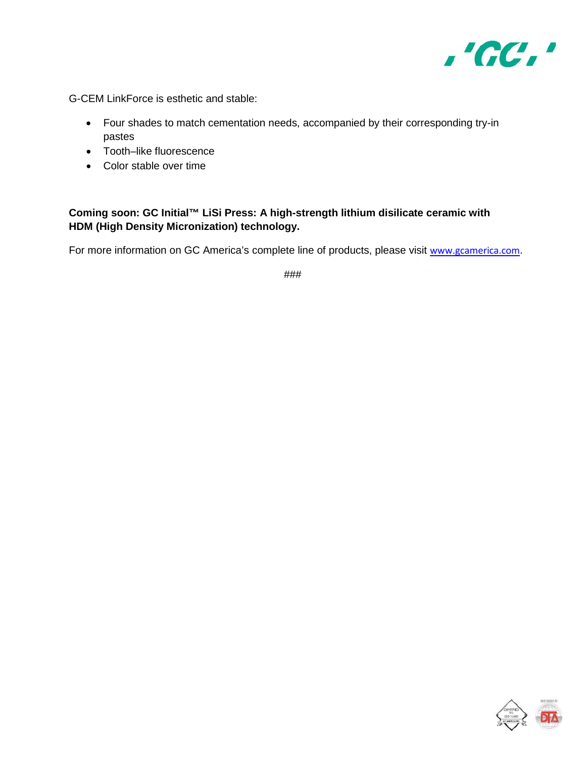G-CEM LinkForce is esthetic and stable:

- Four shades to match cementation needs, accompanied by their corresponding try-in pastes
- Tooth–like fluorescence
- Color stable over time

**Coming soon: GC Initial™ LiSi Press: A high-strength lithium disilicate ceramic with HDM (High Density Micronization) technology.**

For more information on GC America's complete line of products, please visit www.gcamerica.com.

###